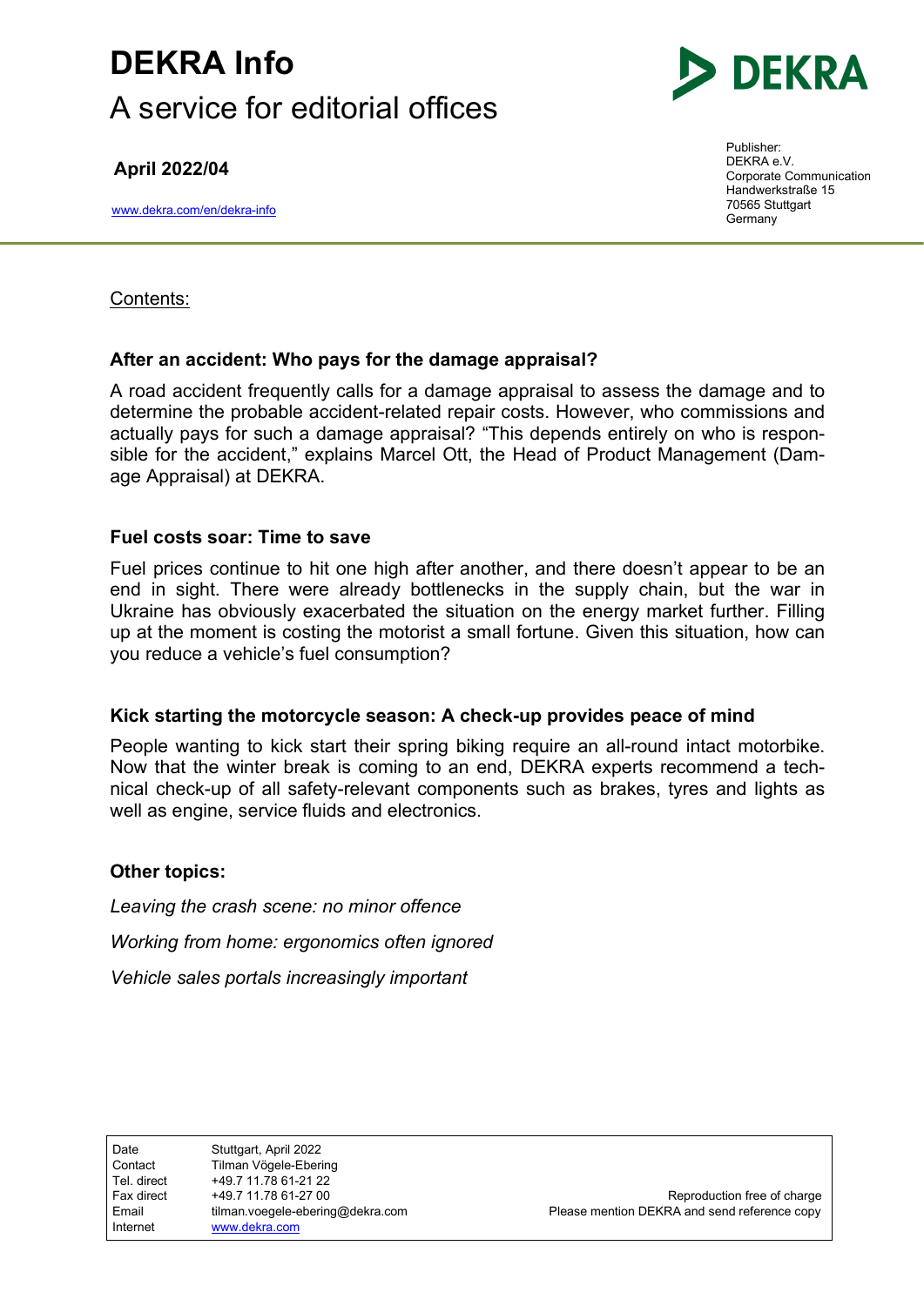# DEKRA Info

## A service for editorial offices

**April 2022/04**

www.dekra.com/en/dekra-info

Publisher:
DEKRA e.V.
Corporate Communication
Handwerkstraße 15
70565 Stuttgart
Germany

---

Contents:

### After an accident: Who pays for the damage appraisal?

A road accident frequently calls for a damage appraisal to assess the damage and to determine the probable accident-related repair costs. However, who commissions and actually pays for such a damage appraisal? "This depends entirely on who is responsible for the accident," explains Marcel Ott, the Head of Product Management (Damage Appraisal) at DEKRA.

### Fuel costs soar: Time to save

Fuel prices continue to hit one high after another, and there doesn't appear to be an end in sight. There were already bottlenecks in the supply chain, but the war in Ukraine has obviously exacerbated the situation on the energy market further. Filling up at the moment is costing the motorist a small fortune. Given this situation, how can you reduce a vehicle's fuel consumption?

### Kick starting the motorcycle season: A check-up provides peace of mind

People wanting to kick start their spring biking require an all-round intact motorbike. Now that the winter break is coming to an end, DEKRA experts recommend a technical check-up of all safety-relevant components such as brakes, tyres and lights as well as engine, service fluids and electronics.

### Other topics:

*Leaving the crash scene: no minor offence*

*Working from home: ergonomics often ignored*

*Vehicle sales portals increasingly important*

| | |
|---|---|
| Date | Stuttgart, April 2022 |
| Contact | Tilman Vögele-Ebering |
| Tel. direct | +49.7 11.78 61-21 22 |
| Fax direct | +49.7 11.78 61-27 00 |
| Email | tilman.voegele-ebering@dekra.com |
| Internet | www.dekra.com |

Reproduction free of charge
Please mention DEKRA and send reference copy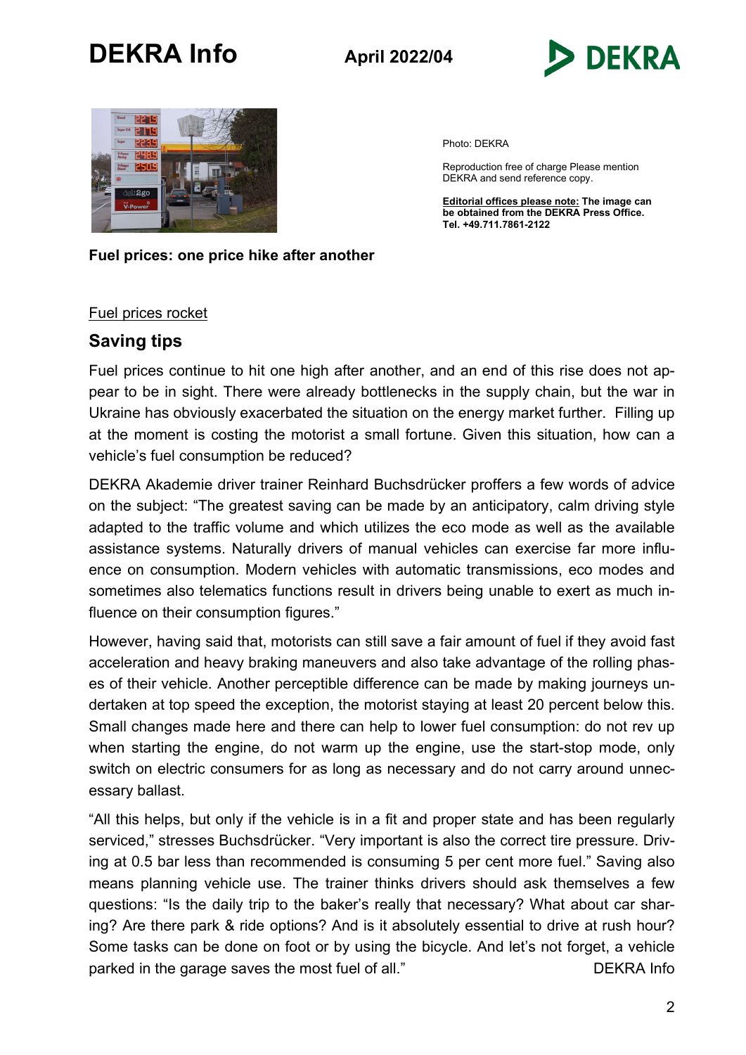Photo: DEKRA

Reproduction free of charge Please mention DEKRA and send reference copy.

**Editorial offices please note: The image can be obtained from the DEKRA Press Office. Tel. +49.711.7861-2122**

**Fuel prices: one price hike after another**

Fuel prices rocket

## Saving tips

Fuel prices continue to hit one high after another, and an end of this rise does not appear to be in sight. There were already bottlenecks in the supply chain, but the war in Ukraine has obviously exacerbated the situation on the energy market further. Filling up at the moment is costing the motorist a small fortune. Given this situation, how can a vehicle's fuel consumption be reduced?

DEKRA Akademie driver trainer Reinhard Buchsdrücker proffers a few words of advice on the subject: "The greatest saving can be made by an anticipatory, calm driving style adapted to the traffic volume and which utilizes the eco mode as well as the available assistance systems. Naturally drivers of manual vehicles can exercise far more influence on consumption. Modern vehicles with automatic transmissions, eco modes and sometimes also telematics functions result in drivers being unable to exert as much influence on their consumption figures."

However, having said that, motorists can still save a fair amount of fuel if they avoid fast acceleration and heavy braking maneuvers and also take advantage of the rolling phases of their vehicle. Another perceptible difference can be made by making journeys undertaken at top speed the exception, the motorist staying at least 20 percent below this. Small changes made here and there can help to lower fuel consumption: do not rev up when starting the engine, do not warm up the engine, use the start-stop mode, only switch on electric consumers for as long as necessary and do not carry around unnecessary ballast.

"All this helps, but only if the vehicle is in a fit and proper state and has been regularly serviced," stresses Buchsdrücker. "Very important is also the correct tire pressure. Driving at 0.5 bar less than recommended is consuming 5 per cent more fuel." Saving also means planning vehicle use. The trainer thinks drivers should ask themselves a few questions: "Is the daily trip to the baker's really that necessary? What about car sharing? Are there park & ride options? And is it absolutely essential to drive at rush hour? Some tasks can be done on foot or by using the bicycle. And let's not forget, a vehicle parked in the garage saves the most fuel of all." DEKRA Info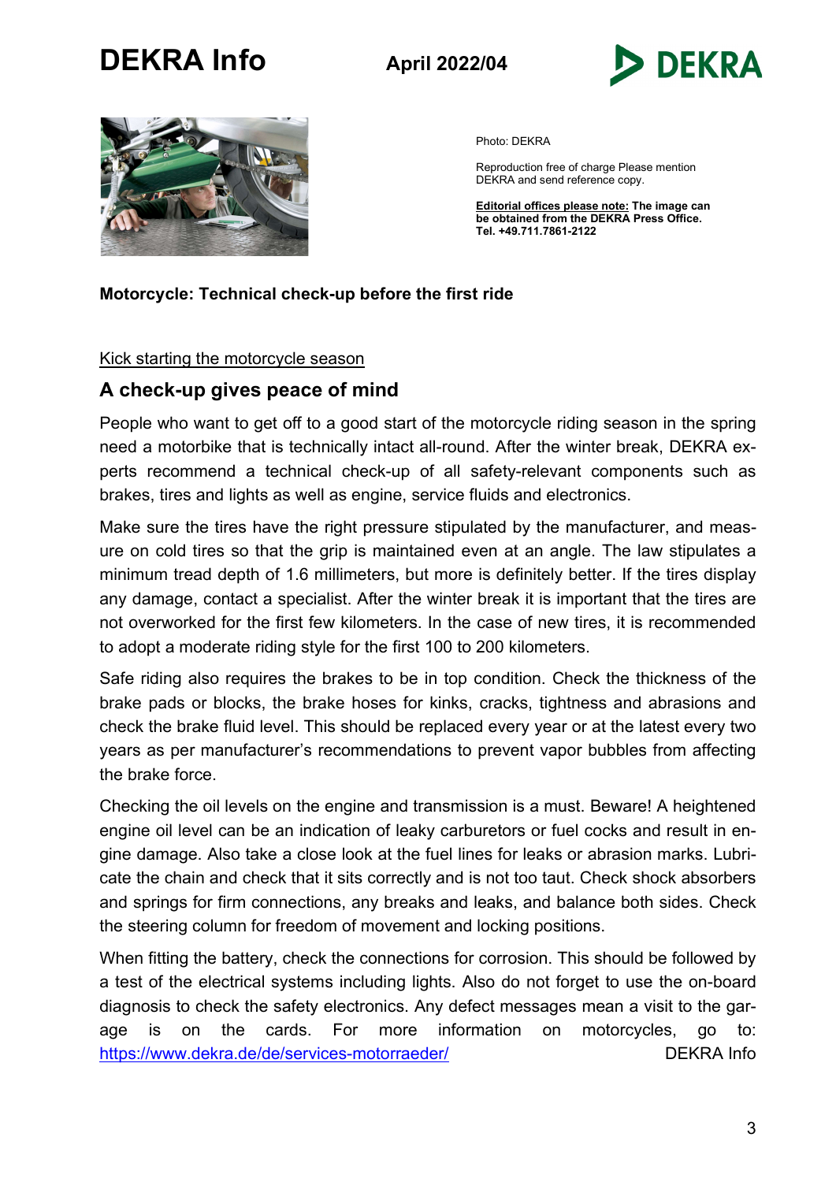Photo: DEKRA

Reproduction free of charge Please mention DEKRA and send reference copy.

**Editorial offices please note: The image can be obtained from the DEKRA Press Office. Tel. +49.711.7861-2122**

**Motorcycle: Technical check-up before the first ride**

Kick starting the motorcycle season

## A check-up gives peace of mind

People who want to get off to a good start of the motorcycle riding season in the spring need a motorbike that is technically intact all-round. After the winter break, DEKRA experts recommend a technical check-up of all safety-relevant components such as brakes, tires and lights as well as engine, service fluids and electronics.

Make sure the tires have the right pressure stipulated by the manufacturer, and measure on cold tires so that the grip is maintained even at an angle. The law stipulates a minimum tread depth of 1.6 millimeters, but more is definitely better. If the tires display any damage, contact a specialist. After the winter break it is important that the tires are not overworked for the first few kilometers. In the case of new tires, it is recommended to adopt a moderate riding style for the first 100 to 200 kilometers.

Safe riding also requires the brakes to be in top condition. Check the thickness of the brake pads or blocks, the brake hoses for kinks, cracks, tightness and abrasions and check the brake fluid level. This should be replaced every year or at the latest every two years as per manufacturer's recommendations to prevent vapor bubbles from affecting the brake force.

Checking the oil levels on the engine and transmission is a must. Beware! A heightened engine oil level can be an indication of leaky carburetors or fuel cocks and result in engine damage. Also take a close look at the fuel lines for leaks or abrasion marks. Lubricate the chain and check that it sits correctly and is not too taut. Check shock absorbers and springs for firm connections, any breaks and leaks, and balance both sides. Check the steering column for freedom of movement and locking positions.

When fitting the battery, check the connections for corrosion. This should be followed by a test of the electrical systems including lights. Also do not forget to use the on-board diagnosis to check the safety electronics. Any defect messages mean a visit to the garage is on the cards. For more information on motorcycles, go to: https://www.dekra.de/de/services-motorraeder/ DEKRA Info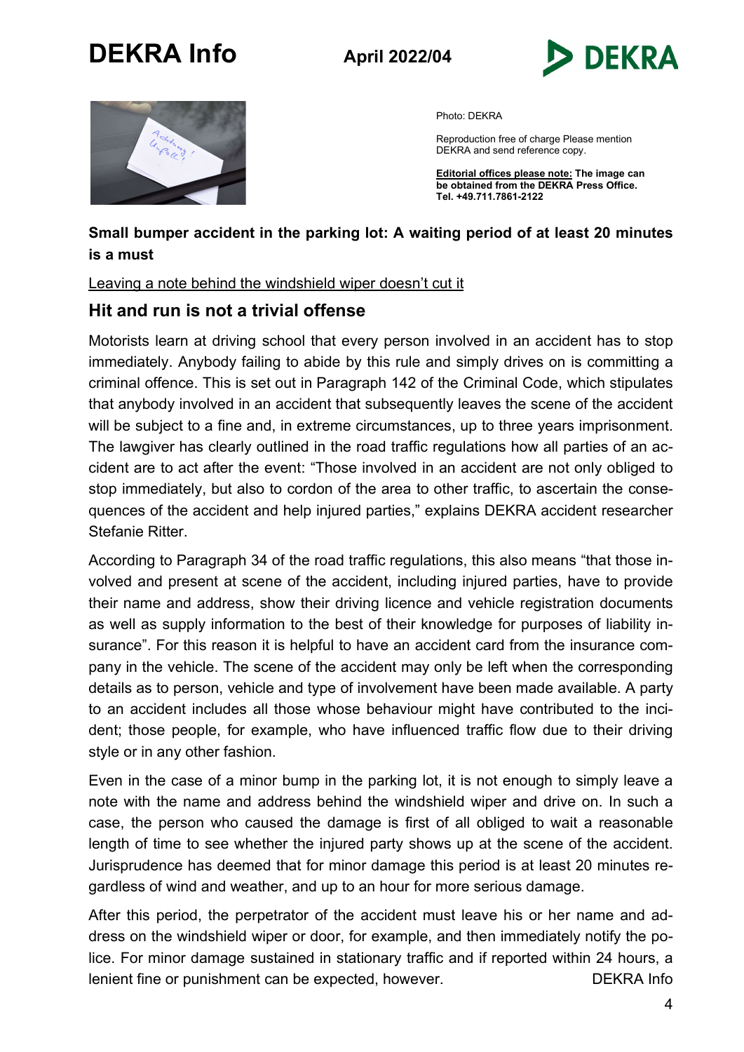Photo: DEKRA

Reproduction free of charge Please mention DEKRA and send reference copy.

**Editorial offices please note: The image can be obtained from the DEKRA Press Office. Tel. +49.711.7861-2122**

**Small bumper accident in the parking lot: A waiting period of at least 20 minutes is a must**

Leaving a note behind the windshield wiper doesn't cut it

## Hit and run is not a trivial offense

Motorists learn at driving school that every person involved in an accident has to stop immediately. Anybody failing to abide by this rule and simply drives on is committing a criminal offence. This is set out in Paragraph 142 of the Criminal Code, which stipulates that anybody involved in an accident that subsequently leaves the scene of the accident will be subject to a fine and, in extreme circumstances, up to three years imprisonment. The lawgiver has clearly outlined in the road traffic regulations how all parties of an accident are to act after the event: "Those involved in an accident are not only obliged to stop immediately, but also to cordon of the area to other traffic, to ascertain the consequences of the accident and help injured parties," explains DEKRA accident researcher Stefanie Ritter.

According to Paragraph 34 of the road traffic regulations, this also means "that those involved and present at scene of the accident, including injured parties, have to provide their name and address, show their driving licence and vehicle registration documents as well as supply information to the best of their knowledge for purposes of liability insurance". For this reason it is helpful to have an accident card from the insurance company in the vehicle. The scene of the accident may only be left when the corresponding details as to person, vehicle and type of involvement have been made available. A party to an accident includes all those whose behaviour might have contributed to the incident; those people, for example, who have influenced traffic flow due to their driving style or in any other fashion.

Even in the case of a minor bump in the parking lot, it is not enough to simply leave a note with the name and address behind the windshield wiper and drive on. In such a case, the person who caused the damage is first of all obliged to wait a reasonable length of time to see whether the injured party shows up at the scene of the accident. Jurisprudence has deemed that for minor damage this period is at least 20 minutes regardless of wind and weather, and up to an hour for more serious damage.

After this period, the perpetrator of the accident must leave his or her name and address on the windshield wiper or door, for example, and then immediately notify the police. For minor damage sustained in stationary traffic and if reported within 24 hours, a lenient fine or punishment can be expected, however. DEKRA Info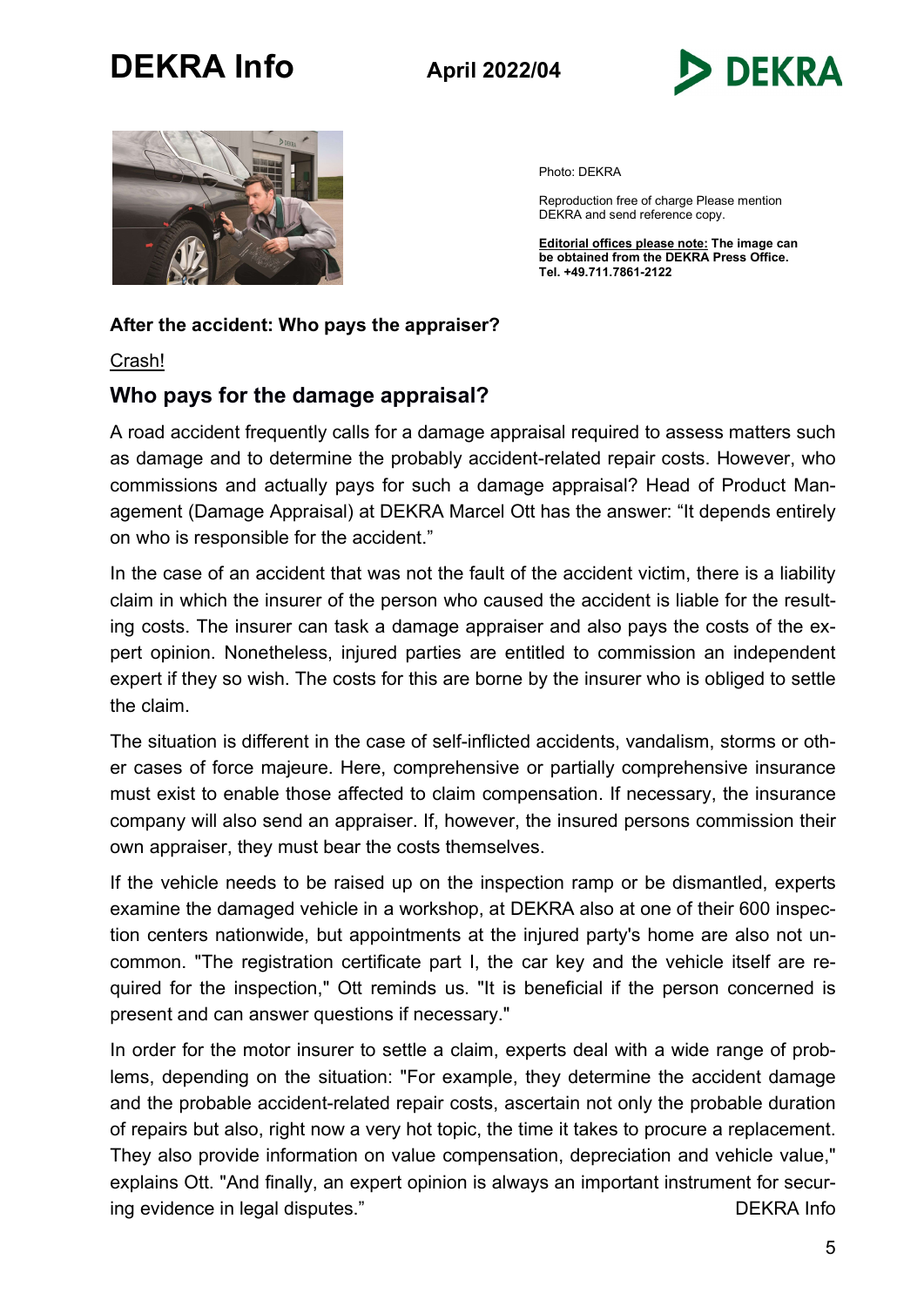Photo: DEKRA

Reproduction free of charge Please mention DEKRA and send reference copy.

**Editorial offices please note: The image can be obtained from the DEKRA Press Office. Tel. +49.711.7861-2122**

**After the accident: Who pays the appraiser?**

Crash!

## Who pays for the damage appraisal?

A road accident frequently calls for a damage appraisal required to assess matters such as damage and to determine the probably accident-related repair costs. However, who commissions and actually pays for such a damage appraisal? Head of Product Management (Damage Appraisal) at DEKRA Marcel Ott has the answer: "It depends entirely on who is responsible for the accident."

In the case of an accident that was not the fault of the accident victim, there is a liability claim in which the insurer of the person who caused the accident is liable for the resulting costs. The insurer can task a damage appraiser and also pays the costs of the expert opinion. Nonetheless, injured parties are entitled to commission an independent expert if they so wish. The costs for this are borne by the insurer who is obliged to settle the claim.

The situation is different in the case of self-inflicted accidents, vandalism, storms or other cases of force majeure. Here, comprehensive or partially comprehensive insurance must exist to enable those affected to claim compensation. If necessary, the insurance company will also send an appraiser. If, however, the insured persons commission their own appraiser, they must bear the costs themselves.

If the vehicle needs to be raised up on the inspection ramp or be dismantled, experts examine the damaged vehicle in a workshop, at DEKRA also at one of their 600 inspection centers nationwide, but appointments at the injured party's home are also not uncommon. "The registration certificate part I, the car key and the vehicle itself are required for the inspection," Ott reminds us. "It is beneficial if the person concerned is present and can answer questions if necessary."

In order for the motor insurer to settle a claim, experts deal with a wide range of problems, depending on the situation: "For example, they determine the accident damage and the probable accident-related repair costs, ascertain not only the probable duration of repairs but also, right now a very hot topic, the time it takes to procure a replacement. They also provide information on value compensation, depreciation and vehicle value," explains Ott. "And finally, an expert opinion is always an important instrument for securing evidence in legal disputes."

DEKRA Info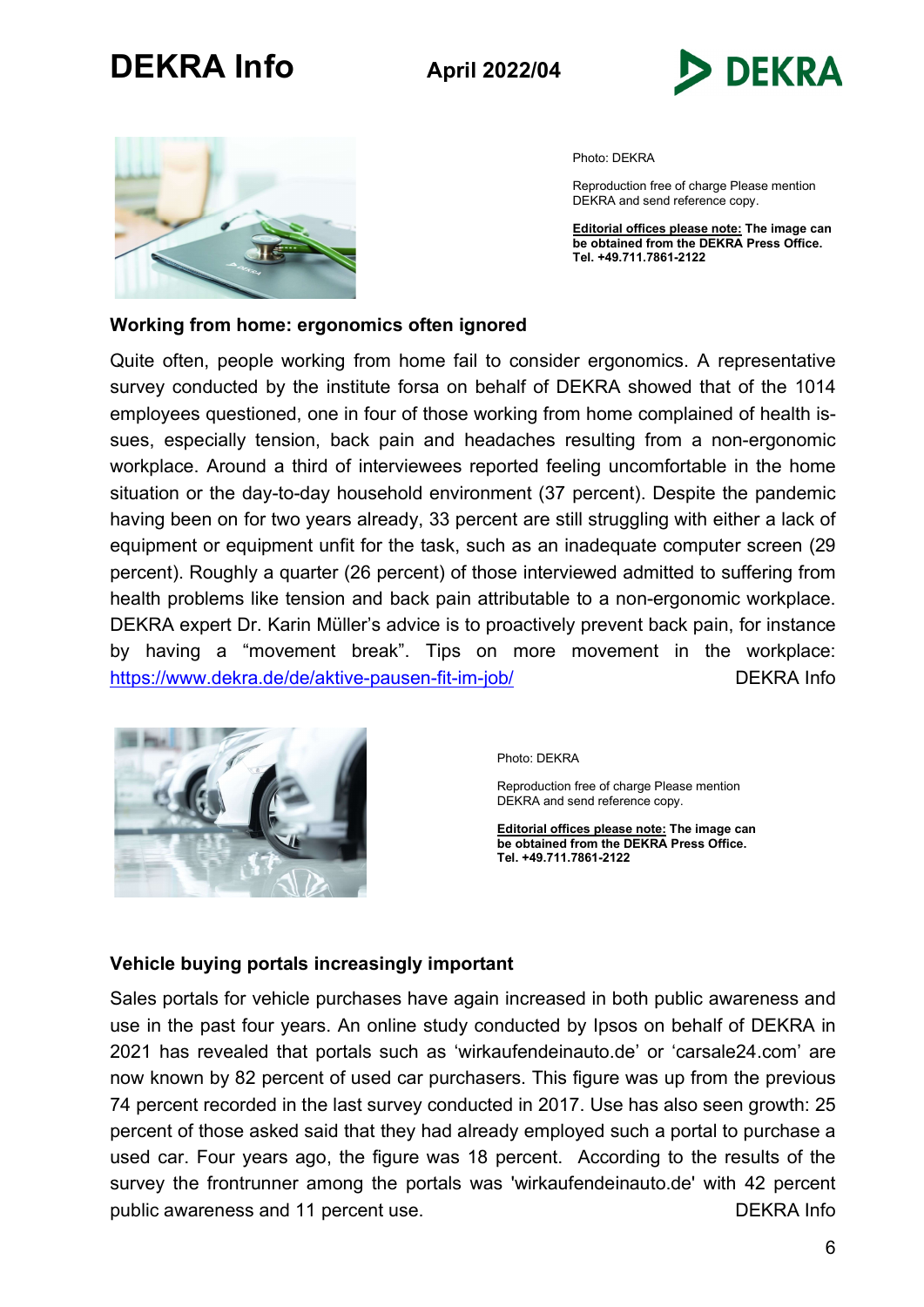Photo: DEKRA

Reproduction free of charge Please mention DEKRA and send reference copy.

**Editorial offices please note: The image can be obtained from the DEKRA Press Office. Tel. +49.711.7861-2122**

### Working from home: ergonomics often ignored

Quite often, people working from home fail to consider ergonomics. A representative survey conducted by the institute forsa on behalf of DEKRA showed that of the 1014 employees questioned, one in four of those working from home complained of health issues, especially tension, back pain and headaches resulting from a non-ergonomic workplace. Around a third of interviewees reported feeling uncomfortable in the home situation or the day-to-day household environment (37 percent). Despite the pandemic having been on for two years already, 33 percent are still struggling with either a lack of equipment or equipment unfit for the task, such as an inadequate computer screen (29 percent). Roughly a quarter (26 percent) of those interviewed admitted to suffering from health problems like tension and back pain attributable to a non-ergonomic workplace. DEKRA expert Dr. Karin Müller's advice is to proactively prevent back pain, for instance by having a "movement break". Tips on more movement in the workplace: https://www.dekra.de/de/aktive-pausen-fit-im-job/ DEKRA Info

Photo: DEKRA

Reproduction free of charge Please mention DEKRA and send reference copy.

**Editorial offices please note: The image can be obtained from the DEKRA Press Office. Tel. +49.711.7861-2122**

### Vehicle buying portals increasingly important

Sales portals for vehicle purchases have again increased in both public awareness and use in the past four years. An online study conducted by Ipsos on behalf of DEKRA in 2021 has revealed that portals such as 'wirkaufendeinauto.de' or 'carsale24.com' are now known by 82 percent of used car purchasers. This figure was up from the previous 74 percent recorded in the last survey conducted in 2017. Use has also seen growth: 25 percent of those asked said that they had already employed such a portal to purchase a used car. Four years ago, the figure was 18 percent. According to the results of the survey the frontrunner among the portals was 'wirkaufendeinauto.de' with 42 percent public awareness and 11 percent use. DEKRA Info